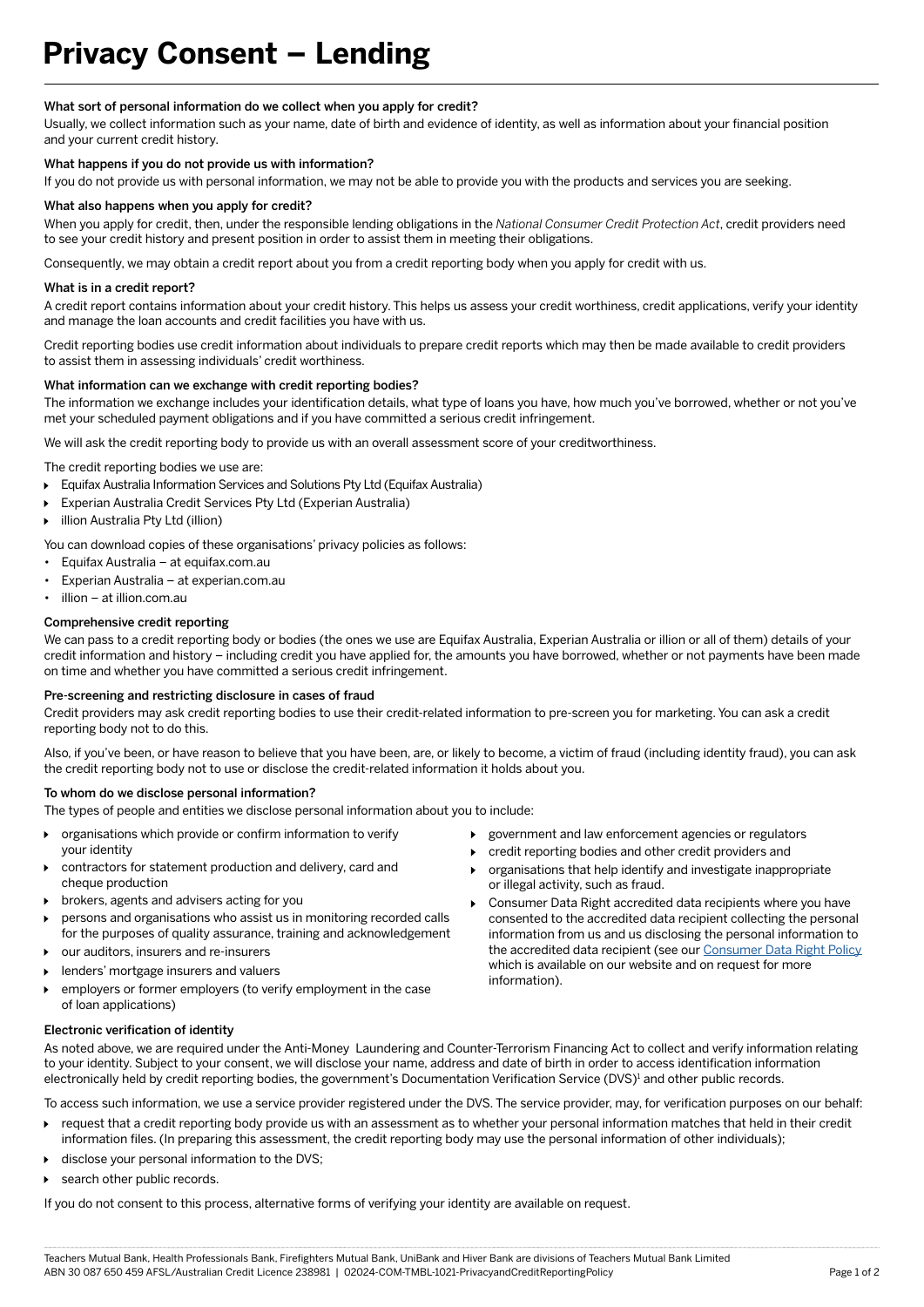# Privacy Consent – Lending

### What sort of personal information do we collect when you apply for credit?

Usually, we collect information such as your name, date of birth and evidence of identity, as well as information about your financial position and your current credit history.

### What happens if you do not provide us with information?

If you do not provide us with personal information, we may not be able to provide you with the products and services you are seeking.

### What also happens when you apply for credit?

When you apply for credit, then, under the responsible lending obligations in the *National Consumer Credit Protection Act*, credit providers need to see your credit history and present position in order to assist them in meeting their obligations.

Consequently, we may obtain a credit report about you from a credit reporting body when you apply for credit with us.

### What is in a credit report?

A credit report contains information about your credit history. This helps us assess your credit worthiness, credit applications, verify your identity and manage the loan accounts and credit facilities you have with us.

Credit reporting bodies use credit information about individuals to prepare credit reports which may then be made available to credit providers to assist them in assessing individuals' credit worthiness.

### What information can we exchange with credit reporting bodies?

The information we exchange includes your identification details, what type of loans you have, how much you've borrowed, whether or not you've met your scheduled payment obligations and if you have committed a serious credit infringement.

We will ask the credit reporting body to provide us with an overall assessment score of your creditworthiness.

The credit reporting bodies we use are:

- Equifax Australia Information Services and Solutions Pty Ltd (Equifax Australia)
- Experian Australia Credit Services Pty Ltd (Experian Australia)
- illion Australia Pty Ltd (illion)

You can download copies of these organisations' privacy policies as follows:

- Equifax Australia – at equifax.com.au
- Experian Australia – at experian.com.au
- illion – at illion.com.au

### Comprehensive credit reporting

We can pass to a credit reporting body or bodies (the ones we use are Equifax Australia, Experian Australia or illion or all of them) details of your credit information and history – including credit you have applied for, the amounts you have borrowed, whether or not payments have been made on time and whether you have committed a serious credit infringement.

### Pre-screening and restricting disclosure in cases of fraud

Credit providers may ask credit reporting bodies to use their credit-related information to pre-screen you for marketing. You can ask a credit reporting body not to do this.

Also, if you've been, or have reason to believe that you have been, are, or likely to become, a victim of fraud (including identity fraud), you can ask the credit reporting body not to use or disclose the credit-related information it holds about you.

### To whom do we disclose personal information?

The types of people and entities we disclose personal information about you to include:

- organisations which provide or confirm information to verify your identity
- contractors for statement production and delivery, card and cheque production
- brokers, agents and advisers acting for you
- persons and organisations who assist us in monitoring recorded calls for the purposes of quality assurance, training and acknowledgement
- our auditors, insurers and re-insurers
- lenders' mortgage insurers and valuers
- employers or former employers (to verify employment in the case of loan applications)
- government and law enforcement agencies or regulators
- credit reporting bodies and other credit providers and
- organisations that help identify and investigate inappropriate or illegal activity, such as fraud.
- Consumer Data Right accredited data recipients where you have consented to the accredited data recipient collecting the personal information from us and us disclosing the personal information to the accredited data recipient (see our Consumer Data Right Policy which is available on our website and on request for more information).

### Electronic verification of identity

As noted above, we are required under the Anti-Money Laundering and Counter-Terrorism Financing Act to collect and verify information relating to your identity. Subject to your consent, we will disclose your name, address and date of birth in order to access identification information electronically held by credit reporting bodies, the government's Documentation Verification Service (DVS)[1] and other public records.

To access such information, we use a service provider registered under the DVS. The service provider, may, for verification purposes on our behalf:

- request that a credit reporting body provide us with an assessment as to whether your personal information matches that held in their credit information files. (In preparing this assessment, the credit reporting body may use the personal information of other individuals);
- disclose your personal information to the DVS;
- search other public records.

If you do not consent to this process, alternative forms of verifying your identity are available on request.

Teachers Mutual Bank, Health Professionals Bank, Firefighters Mutual Bank, UniBank and Hiver Bank are divisions of Teachers Mutual Bank Limited
ABN 30 087 650 459 AFSL/Australian Credit Licence 238981 | 02024-COM-TMBL-1021-PrivacyandCreditReportingPolicy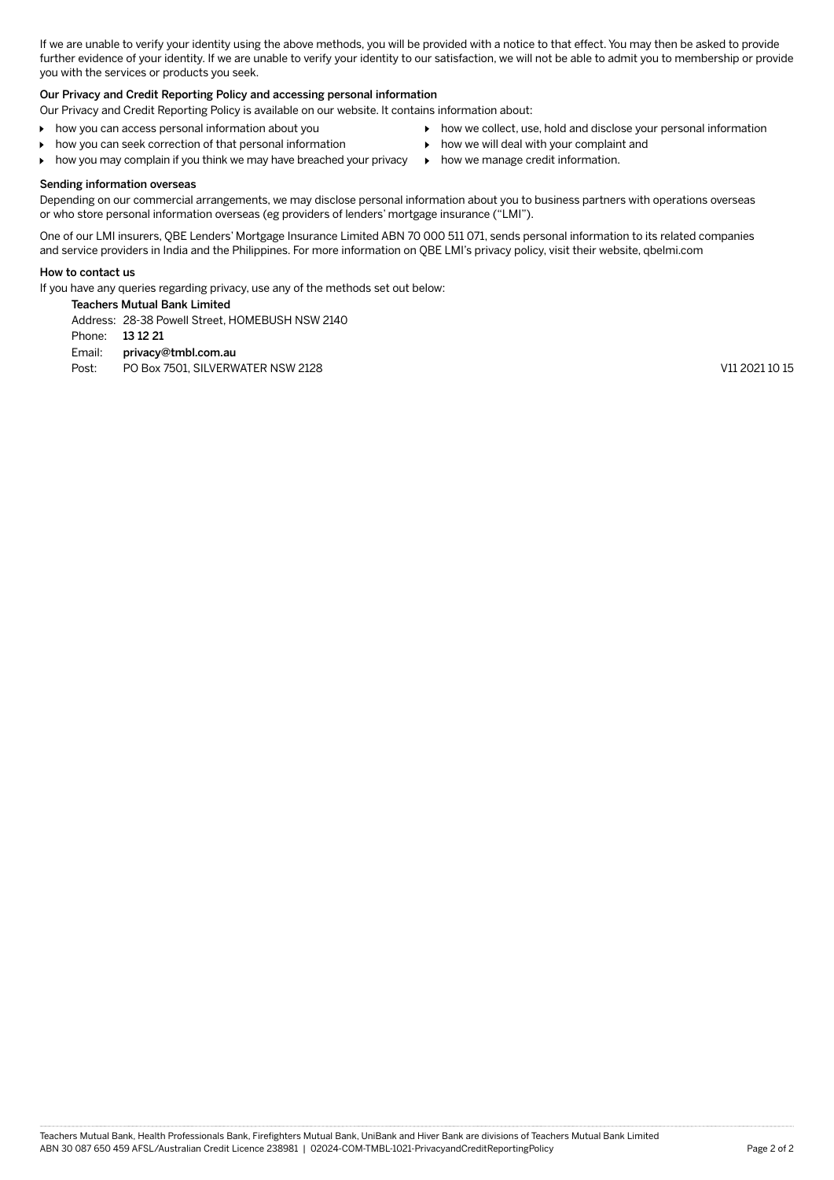If we are unable to verify your identity using the above methods, you will be provided with a notice to that effect. You may then be asked to provide further evidence of your identity. If we are unable to verify your identity to our satisfaction, we will not be able to admit you to membership or provide you with the services or products you seek.

### Our Privacy and Credit Reporting Policy and accessing personal information

Our Privacy and Credit Reporting Policy is available on our website. It contains information about:

- how you can access personal information about you
- how you can seek correction of that personal information
- how you may complain if you think we may have breached your privacy
- how we collect, use, hold and disclose your personal information
- how we will deal with your complaint and
- how we manage credit information.

### Sending information overseas

Depending on our commercial arrangements, we may disclose personal information about you to business partners with operations overseas or who store personal information overseas (eg providers of lenders' mortgage insurance ("LMI").

One of our LMI insurers, QBE Lenders' Mortgage Insurance Limited ABN 70 000 511 071, sends personal information to its related companies and service providers in India and the Philippines. For more information on QBE LMI's privacy policy, visit their website, qbelmi.com

### How to contact us

If you have any queries regarding privacy, use any of the methods set out below:

**Teachers Mutual Bank Limited**

Address: 28-38 Powell Street, HOMEBUSH NSW 2140

Phone: **13 12 21**

Email: **privacy@tmbl.com.au**

Post: PO Box 7501, SILVERWATER NSW 2128

V11 2021 10 15

Teachers Mutual Bank, Health Professionals Bank, Firefighters Mutual Bank, UniBank and Hiver Bank are divisions of Teachers Mutual Bank Limited
ABN 30 087 650 459 AFSL/Australian Credit Licence 238981 | 02024-COM-TMBL-1021-PrivacyandCreditReportingPolicy